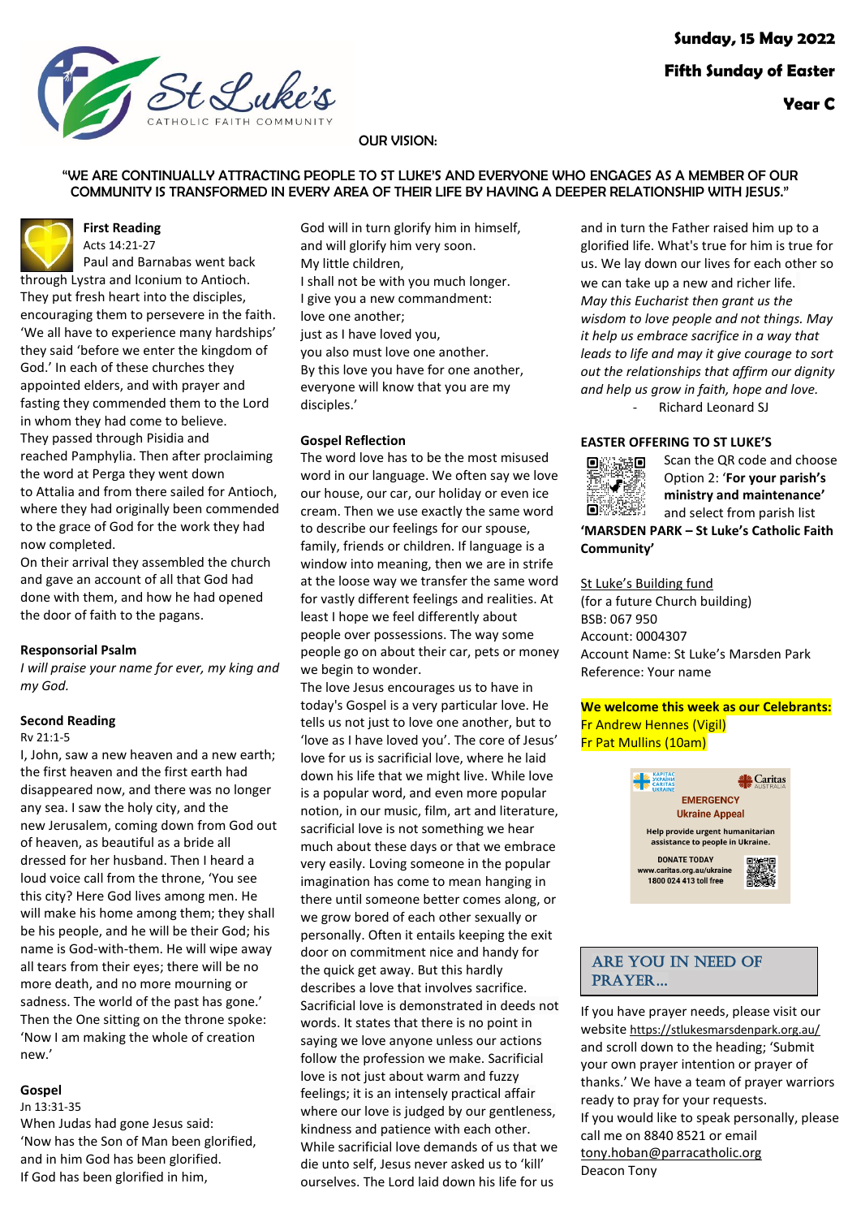Sunday, 15 May 2022

**Fifth Sunday of Easter**

**Year C**

St Luke's CATHOLIC FAITH COMMUNITY

OUR VISION:

"WE ARE CONTINUALLY ATTRACTING PEOPLE TO ST LUKE'S AND EVERYONE WHO ENGAGES AS A MEMBER OF OUR COMMUNITY IS TRANSFORMED IN EVERY AREA OF THEIR LIFE BY HAVING A DEEPER RELATIONSHIP WITH JESUS."

## First Reading

Acts 14:21-27

Paul and Barnabas went back through Lystra and Iconium to Antioch. They put fresh heart into the disciples, encouraging them to persevere in the faith. 'We all have to experience many hardships' they said 'before we enter the kingdom of God.' In each of these churches they appointed elders, and with prayer and fasting they commended them to the Lord in whom they had come to believe.
They passed through Pisidia and reached Pamphylia. Then after proclaiming the word at Perga they went down to Attalia and from there sailed for Antioch, where they had originally been commended to the grace of God for the work they had now completed.
On their arrival they assembled the church and gave an account of all that God had done with them, and how he had opened the door of faith to the pagans.

## Responsorial Psalm

*I will praise your name for ever, my king and my God.*

## Second Reading

Rv 21:1-5

I, John, saw a new heaven and a new earth; the first heaven and the first earth had disappeared now, and there was no longer any sea. I saw the holy city, and the new Jerusalem, coming down from God out of heaven, as beautiful as a bride all dressed for her husband. Then I heard a loud voice call from the throne, 'You see this city? Here God lives among men. He will make his home among them; they shall be his people, and he will be their God; his name is God-with-them. He will wipe away all tears from their eyes; there will be no more death, and no more mourning or sadness. The world of the past has gone.' Then the One sitting on the throne spoke: 'Now I am making the whole of creation new.'

## Gospel

Jn 13:31-35

When Judas had gone Jesus said:
'Now has the Son of Man been glorified,
and in him God has been glorified.
If God has been glorified in him,
God will in turn glorify him in himself,
and will glorify him very soon.
My little children,
I shall not be with you much longer.
I give you a new commandment:
love one another;
just as I have loved you,
you also must love one another.
By this love you have for one another,
everyone will know that you are my disciples.'

## Gospel Reflection

The word love has to be the most misused word in our language. We often say we love our house, our car, our holiday or even ice cream. Then we use exactly the same word to describe our feelings for our spouse, family, friends or children. If language is a window into meaning, then we are in strife at the loose way we transfer the same word for vastly different feelings and realities. At least I hope we feel differently about people over possessions. The way some people go on about their car, pets or money we begin to wonder.
The love Jesus encourages us to have in today's Gospel is a very particular love. He tells us not just to love one another, but to 'love as I have loved you'. The core of Jesus' love for us is sacrificial love, where he laid down his life that we might live. While love is a popular word, and even more popular notion, in our music, film, art and literature, sacrificial love is not something we hear much about these days or that we embrace very easily. Loving someone in the popular imagination has come to mean hanging in there until someone better comes along, or we grow bored of each other sexually or personally. Often it entails keeping the exit door on commitment nice and handy for the quick get away. But this hardly describes a love that involves sacrifice. Sacrificial love is demonstrated in deeds not words. It states that there is no point in saying we love anyone unless our actions follow the profession we make. Sacrificial love is not just about warm and fuzzy feelings; it is an intensely practical affair where our love is judged by our gentleness, kindness and patience with each other. While sacrificial love demands of us that we die unto self, Jesus never asked us to 'kill' ourselves. The Lord laid down his life for us and in turn the Father raised him up to a glorified life. What's true for him is true for us. We lay down our lives for each other so we can take up a new and richer life.
*May this Eucharist then grant us the wisdom to love people and not things. May it help us embrace sacrifice in a way that leads to life and may it give courage to sort out the relationships that affirm our dignity and help us grow in faith, hope and love.*

- Richard Leonard SJ

## EASTER OFFERING TO ST LUKE'S

Scan the QR code and choose Option 2: '**For your parish's ministry and maintenance'** and select from parish list **'MARSDEN PARK – St Luke's Catholic Faith Community'**

St Luke's Building fund
(for a future Church building)
BSB: 067 950
Account: 0004307
Account Name: St Luke's Marsden Park
Reference: Your name

**We welcome this week as our Celebrants:**
Fr Andrew Hennes (Vigil)
Fr Pat Mullins (10am)

Caritas Australia
**EMERGENCY Ukraine Appeal**
Help provide urgent humanitarian assistance to people in Ukraine.
DONATE TODAY
www.caritas.org.au/ukraine
1800 024 413 toll free

## ARE YOU IN NEED OF PRAYER...

If you have prayer needs, please visit our website https://stlukesmarsdenpark.org.au/ and scroll down to the heading; 'Submit your own prayer intention or prayer of thanks.' We have a team of prayer warriors ready to pray for your requests.
If you would like to speak personally, please call me on 8840 8521 or email tony.hoban@parracatholic.org
Deacon Tony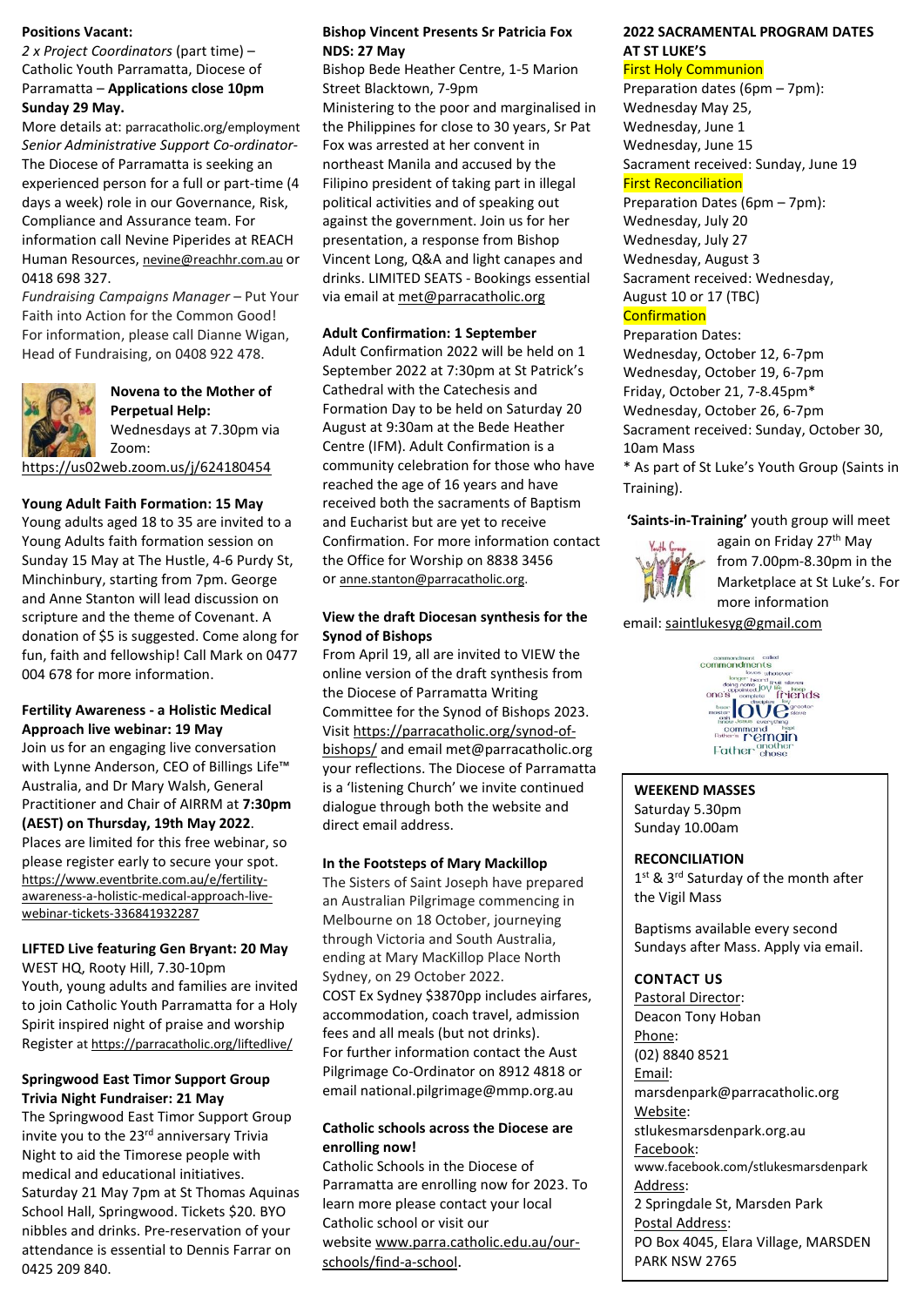**Positions Vacant:**

*2 x Project Coordinators* (part time) – Catholic Youth Parramatta, Diocese of Parramatta – **Applications close 10pm Sunday 29 May.**

More details at: parracatholic.org/employment

*Senior Administrative Support Co-ordinator*- The Diocese of Parramatta is seeking an experienced person for a full or part-time (4 days a week) role in our Governance, Risk, Compliance and Assurance team. For information call Nevine Piperides at REACH Human Resources, nevine@reachhr.com.au or 0418 698 327.

*Fundraising Campaigns Manager* – Put Your Faith into Action for the Common Good! For information, please call Dianne Wigan, Head of Fundraising, on 0408 922 478.

**Novena to the Mother of Perpetual Help:** Wednesdays at 7.30pm via Zoom: https://us02web.zoom.us/j/624180454

**Young Adult Faith Formation: 15 May**

Young adults aged 18 to 35 are invited to a Young Adults faith formation session on Sunday 15 May at The Hustle, 4-6 Purdy St, Minchinbury, starting from 7pm. George and Anne Stanton will lead discussion on scripture and the theme of Covenant. A donation of $5 is suggested. Come along for fun, faith and fellowship! Call Mark on 0477 004 678 for more information.

**Fertility Awareness - a Holistic Medical Approach live webinar: 19 May**

Join us for an engaging live conversation with Lynne Anderson, CEO of Billings Life™ Australia, and Dr Mary Walsh, General Practitioner and Chair of AIRRM at **7:30pm (AEST) on Thursday, 19th May 2022**. Places are limited for this free webinar, so please register early to secure your spot. https://www.eventbrite.com.au/e/fertility-awareness-a-holistic-medical-approach-live-webinar-tickets-336841932287

**LIFTED Live featuring Gen Bryant: 20 May**

WEST HQ, Rooty Hill, 7.30-10pm

Youth, young adults and families are invited to join Catholic Youth Parramatta for a Holy Spirit inspired night of praise and worship Register at https://parracatholic.org/liftedlive/

**Springwood East Timor Support Group Trivia Night Fundraiser: 21 May**

The Springwood East Timor Support Group invite you to the 23rd anniversary Trivia Night to aid the Timorese people with medical and educational initiatives. Saturday 21 May 7pm at St Thomas Aquinas School Hall, Springwood. Tickets $20. BYO nibbles and drinks. Pre-reservation of your attendance is essential to Dennis Farrar on 0425 209 840.

**Bishop Vincent Presents Sr Patricia Fox NDS: 27 May**

Bishop Bede Heather Centre, 1-5 Marion Street Blacktown, 7-9pm

Ministering to the poor and marginalised in the Philippines for close to 30 years, Sr Pat Fox was arrested at her convent in northeast Manila and accused by the Filipino president of taking part in illegal political activities and of speaking out against the government. Join us for her presentation, a response from Bishop Vincent Long, Q&A and light canapes and drinks. LIMITED SEATS - Bookings essential via email at met@parracatholic.org

**Adult Confirmation: 1 September**

Adult Confirmation 2022 will be held on 1 September 2022 at 7:30pm at St Patrick's Cathedral with the Catechesis and Formation Day to be held on Saturday 20 August at 9:30am at the Bede Heather Centre (IFM). Adult Confirmation is a community celebration for those who have reached the age of 16 years and have received both the sacraments of Baptism and Eucharist but are yet to receive Confirmation. For more information contact the Office for Worship on 8838 3456 or anne.stanton@parracatholic.org.

**View the draft Diocesan synthesis for the Synod of Bishops**

From April 19, all are invited to VIEW the online version of the draft synthesis from the Diocese of Parramatta Writing Committee for the Synod of Bishops 2023. Visit https://parracatholic.org/synod-of-bishops/ and email met@parracatholic.org your reflections. The Diocese of Parramatta is a 'listening Church' we invite continued dialogue through both the website and direct email address.

**In the Footsteps of Mary Mackillop**

The Sisters of Saint Joseph have prepared an Australian Pilgrimage commencing in Melbourne on 18 October, journeying through Victoria and South Australia, ending at Mary MacKillop Place North Sydney, on 29 October 2022.

COST Ex Sydney $3870pp includes airfares, accommodation, coach travel, admission fees and all meals (but not drinks).

For further information contact the Aust Pilgrimage Co-Ordinator on 8912 4818 or email national.pilgrimage@mmp.org.au

**Catholic schools across the Diocese are enrolling now!**

Catholic Schools in the Diocese of Parramatta are enrolling now for 2023. To learn more please contact your local Catholic school or visit our website www.parra.catholic.edu.au/our-schools/find-a-school.

**2022 SACRAMENTAL PROGRAM DATES AT ST LUKE'S**

First Holy Communion

Preparation dates (6pm – 7pm):
Wednesday May 25,
Wednesday, June 1
Wednesday, June 15
Sacrament received: Sunday, June 19

First Reconciliation

Preparation Dates (6pm – 7pm):
Wednesday, July 20
Wednesday, July 27
Wednesday, August 3
Sacrament received: Wednesday, August 10 or 17 (TBC)

Confirmation

Preparation Dates:
Wednesday, October 12, 6-7pm
Wednesday, October 19, 6-7pm
Friday, October 21, 7-8.45pm*
Wednesday, October 26, 6-7pm
Sacrament received: Sunday, October 30, 10am Mass

\* As part of St Luke's Youth Group (Saints in Training).

**'Saints-in-Training'** youth group will meet again on Friday 27th May from 7.00pm-8.30pm in the Marketplace at St Luke's. For more information email: saintlukesyg@gmail.com

**WEEKEND MASSES**

Saturday 5.30pm
Sunday 10.00am

**RECONCILIATION**

1st & 3rd Saturday of the month after the Vigil Mass

Baptisms available every second Sundays after Mass. Apply via email.

**CONTACT US**

Pastoral Director:
Deacon Tony Hoban
Phone:
(02) 8840 8521
Email:
marsdenpark@parracatholic.org
Website:
stlukesmarsdenpark.org.au
Facebook:
www.facebook.com/stlukesmarsdenpark
Address:
2 Springdale St, Marsden Park
Postal Address:
PO Box 4045, Elara Village, MARSDEN PARK NSW 2765